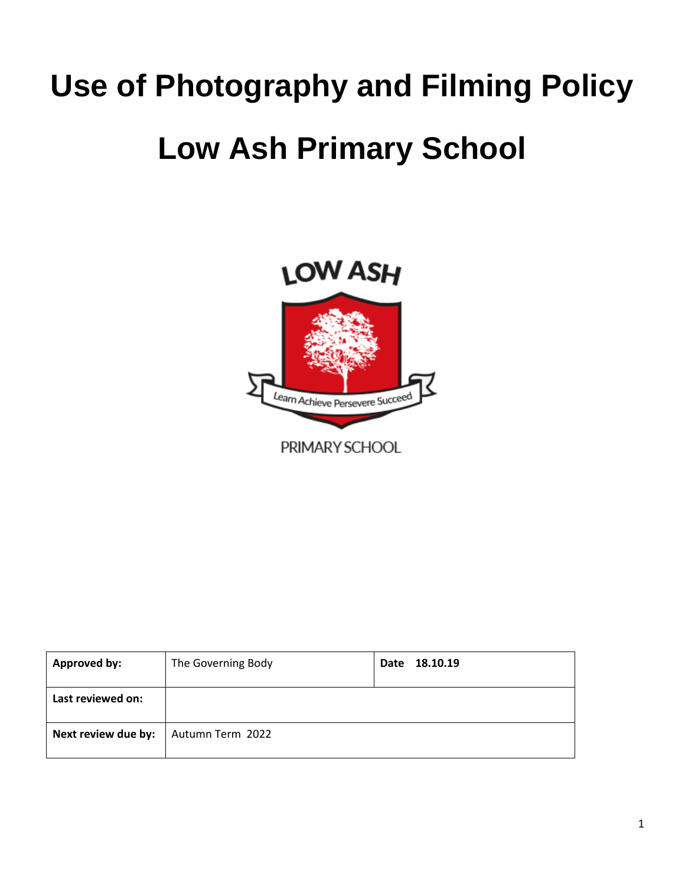# Use of Photography and Filming Policy

# Low Ash Primary School

| Approved by: | The Governing Body | Date 18.10.19 |
|---|---|---|
| Last reviewed on: | | |
| Next review due by: | Autumn Term 2022 | |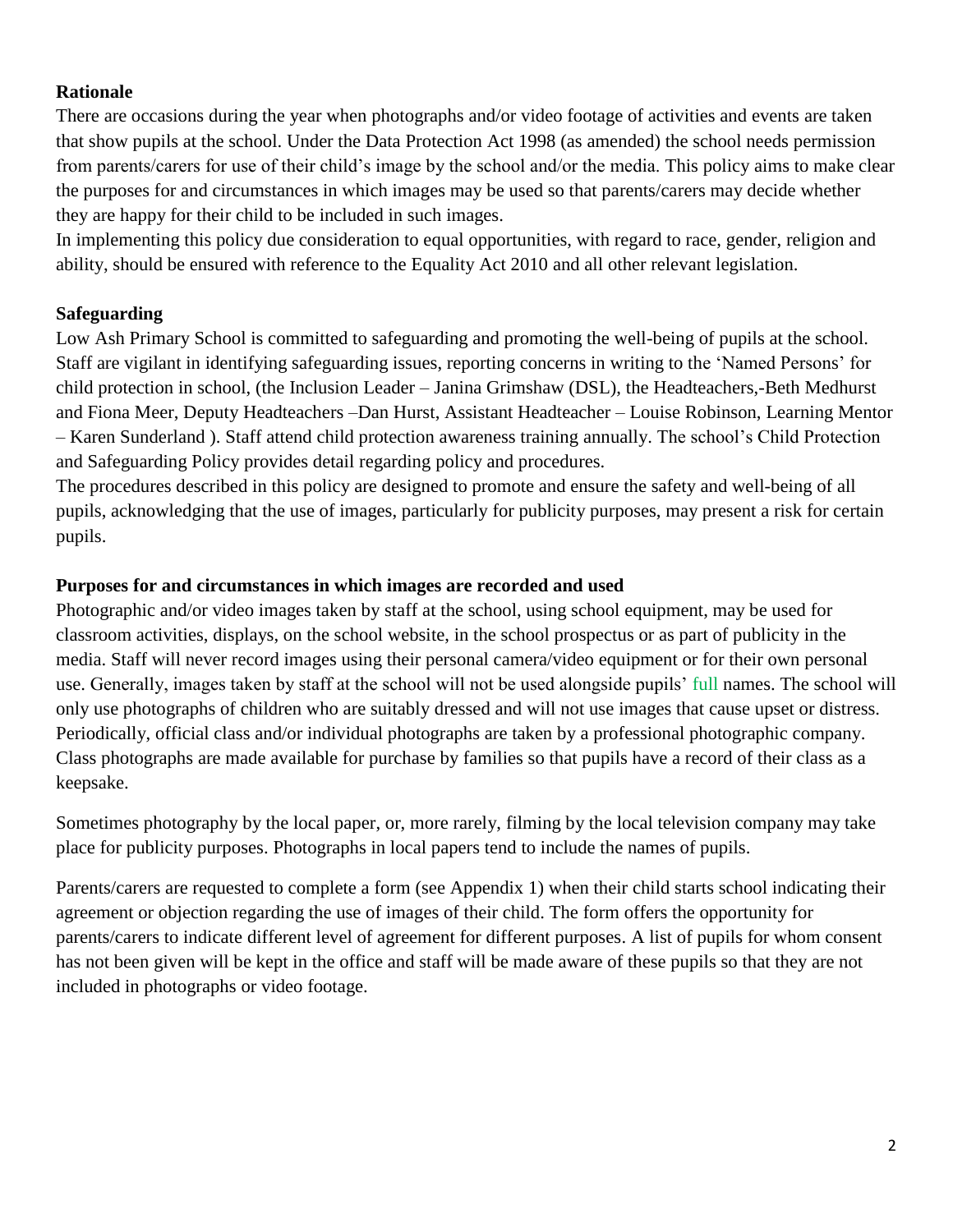## Rationale

There are occasions during the year when photographs and/or video footage of activities and events are taken that show pupils at the school. Under the Data Protection Act 1998 (as amended) the school needs permission from parents/carers for use of their child's image by the school and/or the media. This policy aims to make clear the purposes for and circumstances in which images may be used so that parents/carers may decide whether they are happy for their child to be included in such images.

In implementing this policy due consideration to equal opportunities, with regard to race, gender, religion and ability, should be ensured with reference to the Equality Act 2010 and all other relevant legislation.

## Safeguarding

Low Ash Primary School is committed to safeguarding and promoting the well-being of pupils at the school. Staff are vigilant in identifying safeguarding issues, reporting concerns in writing to the 'Named Persons' for child protection in school, (the Inclusion Leader – Janina Grimshaw (DSL), the Headteachers,-Beth Medhurst and Fiona Meer, Deputy Headteachers –Dan Hurst, Assistant Headteacher – Louise Robinson, Learning Mentor – Karen Sunderland ). Staff attend child protection awareness training annually. The school's Child Protection and Safeguarding Policy provides detail regarding policy and procedures.

The procedures described in this policy are designed to promote and ensure the safety and well-being of all pupils, acknowledging that the use of images, particularly for publicity purposes, may present a risk for certain pupils.

## Purposes for and circumstances in which images are recorded and used

Photographic and/or video images taken by staff at the school, using school equipment, may be used for classroom activities, displays, on the school website, in the school prospectus or as part of publicity in the media. Staff will never record images using their personal camera/video equipment or for their own personal use. Generally, images taken by staff at the school will not be used alongside pupils' full names. The school will only use photographs of children who are suitably dressed and will not use images that cause upset or distress. Periodically, official class and/or individual photographs are taken by a professional photographic company. Class photographs are made available for purchase by families so that pupils have a record of their class as a keepsake.

Sometimes photography by the local paper, or, more rarely, filming by the local television company may take place for publicity purposes. Photographs in local papers tend to include the names of pupils.

Parents/carers are requested to complete a form (see Appendix 1) when their child starts school indicating their agreement or objection regarding the use of images of their child. The form offers the opportunity for parents/carers to indicate different level of agreement for different purposes. A list of pupils for whom consent has not been given will be kept in the office and staff will be made aware of these pupils so that they are not included in photographs or video footage.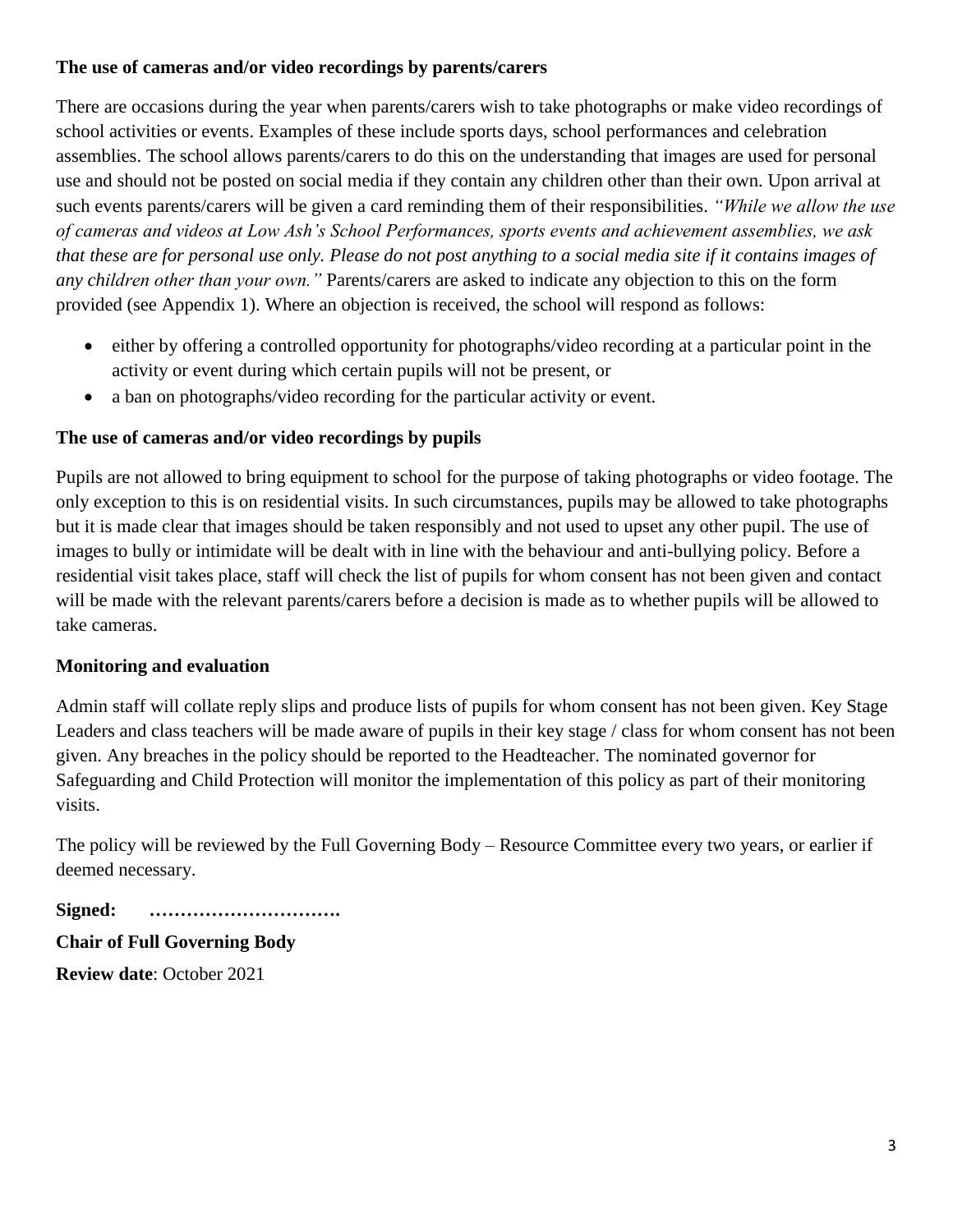**The use of cameras and/or video recordings by parents/carers**

There are occasions during the year when parents/carers wish to take photographs or make video recordings of school activities or events. Examples of these include sports days, school performances and celebration assemblies. The school allows parents/carers to do this on the understanding that images are used for personal use and should not be posted on social media if they contain any children other than their own. Upon arrival at such events parents/carers will be given a card reminding them of their responsibilities. *"While we allow the use of cameras and videos at Low Ash's School Performances, sports events and achievement assemblies, we ask that these are for personal use only. Please do not post anything to a social media site if it contains images of any children other than your own."* Parents/carers are asked to indicate any objection to this on the form provided (see Appendix 1). Where an objection is received, the school will respond as follows:

- either by offering a controlled opportunity for photographs/video recording at a particular point in the activity or event during which certain pupils will not be present, or
- a ban on photographs/video recording for the particular activity or event.

**The use of cameras and/or video recordings by pupils**

Pupils are not allowed to bring equipment to school for the purpose of taking photographs or video footage. The only exception to this is on residential visits. In such circumstances, pupils may be allowed to take photographs but it is made clear that images should be taken responsibly and not used to upset any other pupil. The use of images to bully or intimidate will be dealt with in line with the behaviour and anti-bullying policy. Before a residential visit takes place, staff will check the list of pupils for whom consent has not been given and contact will be made with the relevant parents/carers before a decision is made as to whether pupils will be allowed to take cameras.

**Monitoring and evaluation**

Admin staff will collate reply slips and produce lists of pupils for whom consent has not been given. Key Stage Leaders and class teachers will be made aware of pupils in their key stage / class for whom consent has not been given. Any breaches in the policy should be reported to the Headteacher. The nominated governor for Safeguarding and Child Protection will monitor the implementation of this policy as part of their monitoring visits.

The policy will be reviewed by the Full Governing Body – Resource Committee every two years, or earlier if deemed necessary.

**Signed: ………………………….**

**Chair of Full Governing Body**

**Review date**: October 2021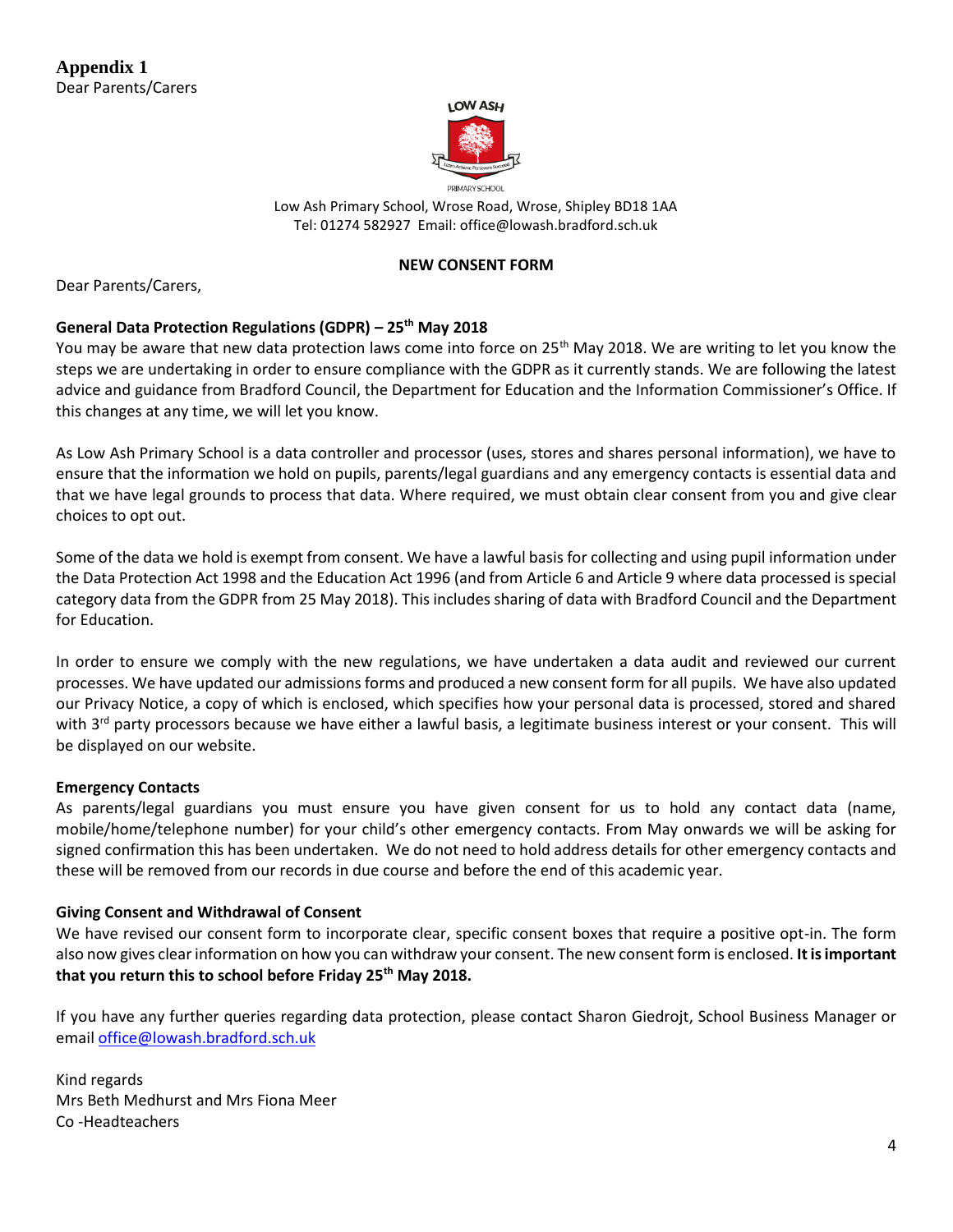# Appendix 1

Dear Parents/Carers

LOW ASH

PRIMARY SCHOOL

Low Ash Primary School, Wrose Road, Wrose, Shipley BD18 1AA
Tel: 01274 582927 Email: office@lowash.bradford.sch.uk

**NEW CONSENT FORM**

Dear Parents/Carers,

**General Data Protection Regulations (GDPR) – 25th May 2018**

You may be aware that new data protection laws come into force on 25th May 2018. We are writing to let you know the steps we are undertaking in order to ensure compliance with the GDPR as it currently stands. We are following the latest advice and guidance from Bradford Council, the Department for Education and the Information Commissioner's Office. If this changes at any time, we will let you know.

As Low Ash Primary School is a data controller and processor (uses, stores and shares personal information), we have to ensure that the information we hold on pupils, parents/legal guardians and any emergency contacts is essential data and that we have legal grounds to process that data. Where required, we must obtain clear consent from you and give clear choices to opt out.

Some of the data we hold is exempt from consent. We have a lawful basis for collecting and using pupil information under the Data Protection Act 1998 and the Education Act 1996 (and from Article 6 and Article 9 where data processed is special category data from the GDPR from 25 May 2018). This includes sharing of data with Bradford Council and the Department for Education.

In order to ensure we comply with the new regulations, we have undertaken a data audit and reviewed our current processes. We have updated our admissions forms and produced a new consent form for all pupils. We have also updated our Privacy Notice, a copy of which is enclosed, which specifies how your personal data is processed, stored and shared with 3rd party processors because we have either a lawful basis, a legitimate business interest or your consent. This will be displayed on our website.

**Emergency Contacts**

As parents/legal guardians you must ensure you have given consent for us to hold any contact data (name, mobile/home/telephone number) for your child's other emergency contacts. From May onwards we will be asking for signed confirmation this has been undertaken. We do not need to hold address details for other emergency contacts and these will be removed from our records in due course and before the end of this academic year.

**Giving Consent and Withdrawal of Consent**

We have revised our consent form to incorporate clear, specific consent boxes that require a positive opt-in. The form also now gives clear information on how you can withdraw your consent. The new consent form is enclosed. **It is important that you return this to school before Friday 25th May 2018.**

If you have any further queries regarding data protection, please contact Sharon Giedrojt, School Business Manager or email office@lowash.bradford.sch.uk

Kind regards
Mrs Beth Medhurst and Mrs Fiona Meer
Co -Headteachers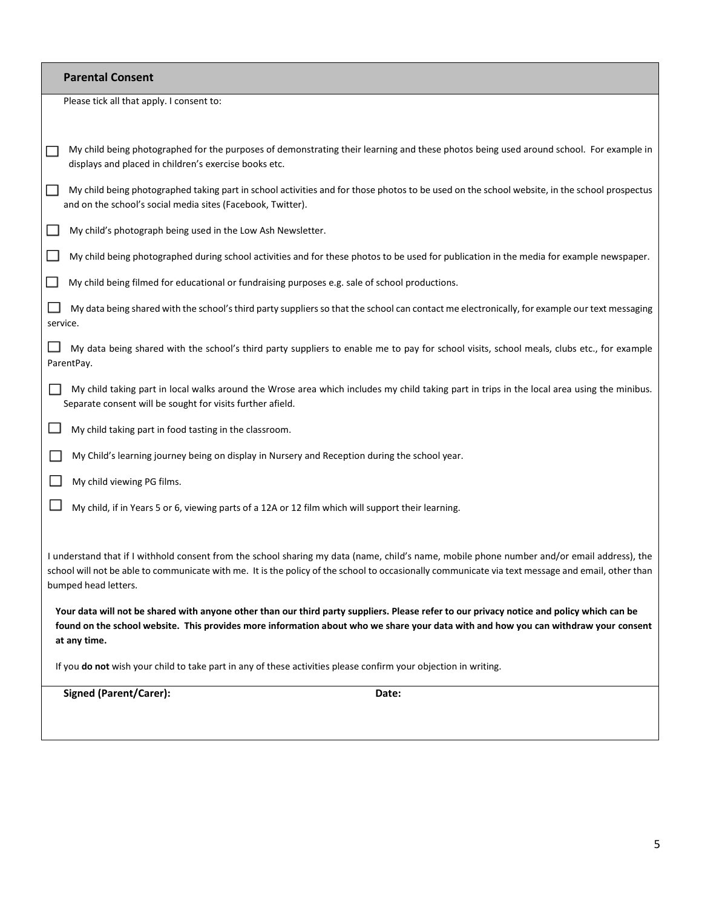## Parental Consent

Please tick all that apply. I consent to:

- ☐ My child being photographed for the purposes of demonstrating their learning and these photos being used around school. For example in displays and placed in children's exercise books etc.
- ☐ My child being photographed taking part in school activities and for those photos to be used on the school website, in the school prospectus and on the school's social media sites (Facebook, Twitter).
- ☐ My child's photograph being used in the Low Ash Newsletter.
- ☐ My child being photographed during school activities and for these photos to be used for publication in the media for example newspaper.
- ☐ My child being filmed for educational or fundraising purposes e.g. sale of school productions.
- ☐ My data being shared with the school's third party suppliers so that the school can contact me electronically, for example our text messaging service.
- ☐ My data being shared with the school's third party suppliers to enable me to pay for school visits, school meals, clubs etc., for example ParentPay.
- ☐ My child taking part in local walks around the Wrose area which includes my child taking part in trips in the local area using the minibus. Separate consent will be sought for visits further afield.
- ☐ My child taking part in food tasting in the classroom.
- ☐ My Child's learning journey being on display in Nursery and Reception during the school year.
- ☐ My child viewing PG films.
- ☐ My child, if in Years 5 or 6, viewing parts of a 12A or 12 film which will support their learning.

I understand that if I withhold consent from the school sharing my data (name, child's name, mobile phone number and/or email address), the school will not be able to communicate with me. It is the policy of the school to occasionally communicate via text message and email, other than bumped head letters.

**Your data will not be shared with anyone other than our third party suppliers. Please refer to our privacy notice and policy which can be found on the school website. This provides more information about who we share your data with and how you can withdraw your consent at any time.**

If you **do not** wish your child to take part in any of these activities please confirm your objection in writing.

**Signed (Parent/Carer):** **Date:**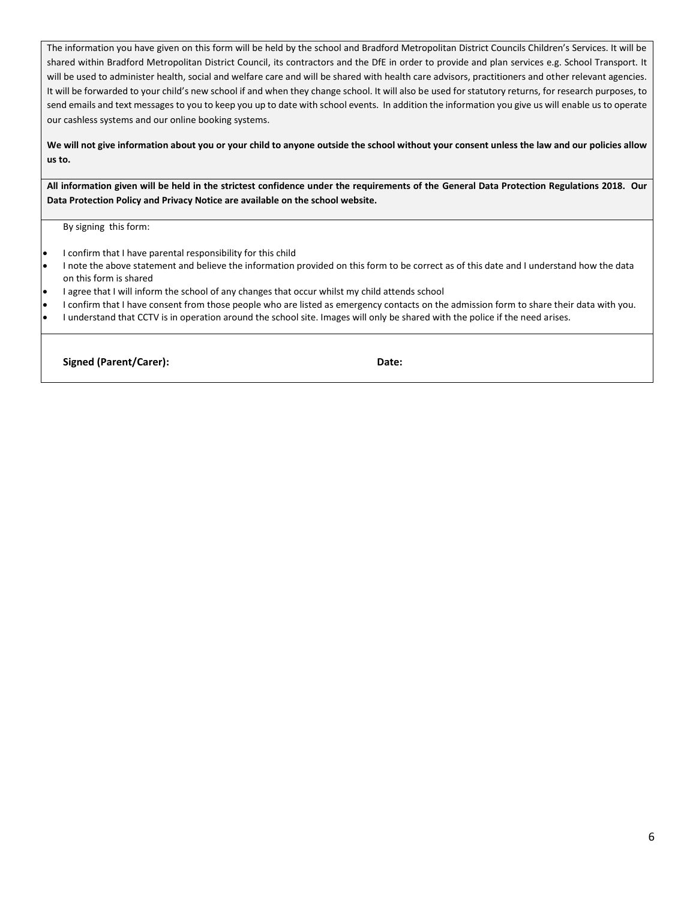The information you have given on this form will be held by the school and Bradford Metropolitan District Councils Children's Services. It will be shared within Bradford Metropolitan District Council, its contractors and the DfE in order to provide and plan services e.g. School Transport. It will be used to administer health, social and welfare care and will be shared with health care advisors, practitioners and other relevant agencies. It will be forwarded to your child's new school if and when they change school. It will also be used for statutory returns, for research purposes, to send emails and text messages to you to keep you up to date with school events. In addition the information you give us will enable us to operate our cashless systems and our online booking systems.

**We will not give information about you or your child to anyone outside the school without your consent unless the law and our policies allow us to.**

**All information given will be held in the strictest confidence under the requirements of the General Data Protection Regulations 2018. Our Data Protection Policy and Privacy Notice are available on the school website.**

By signing this form:

- I confirm that I have parental responsibility for this child
- I note the above statement and believe the information provided on this form to be correct as of this date and I understand how the data on this form is shared
- I agree that I will inform the school of any changes that occur whilst my child attends school
- I confirm that I have consent from those people who are listed as emergency contacts on the admission form to share their data with you.
- I understand that CCTV is in operation around the school site. Images will only be shared with the police if the need arises.

**Signed (Parent/Carer):** **Date:**